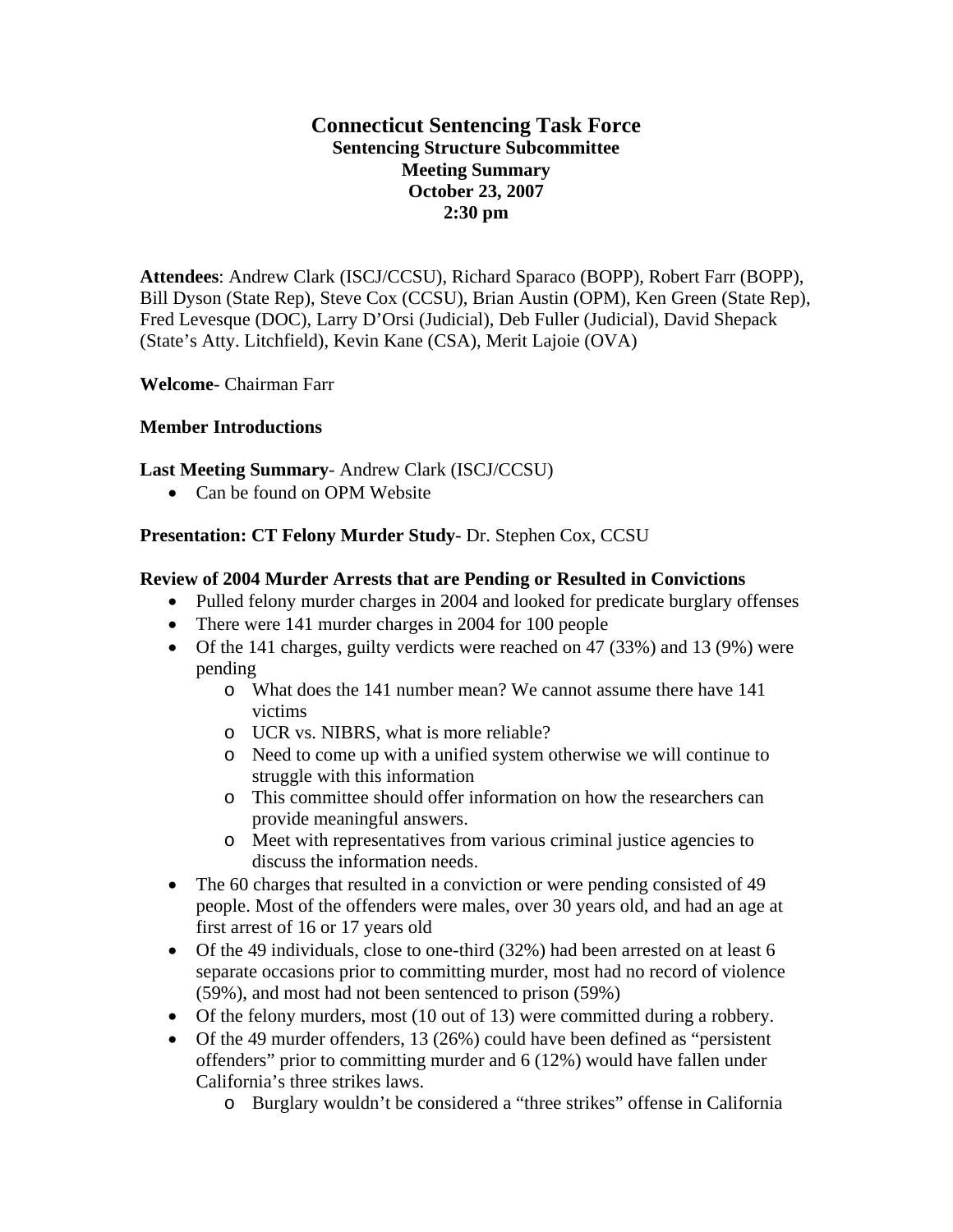# Connecticut Sentencing Task Force

## Sentencing Structure Subcommittee

## Meeting Summary

## October 23, 2007

## 2:30 pm

**Attendees**: Andrew Clark (ISCJ/CCSU), Richard Sparaco (BOPP), Robert Farr (BOPP), Bill Dyson (State Rep), Steve Cox (CCSU), Brian Austin (OPM), Ken Green (State Rep), Fred Levesque (DOC), Larry D'Orsi (Judicial), Deb Fuller (Judicial), David Shepack (State's Atty. Litchfield), Kevin Kane (CSA), Merit Lajoie (OVA)

**Welcome**- Chairman Farr

**Member Introductions**

**Last Meeting Summary**- Andrew Clark (ISCJ/CCSU)

- Can be found on OPM Website

**Presentation: CT Felony Murder Study**- Dr. Stephen Cox, CCSU

**Review of 2004 Murder Arrests that are Pending or Resulted in Convictions**

- Pulled felony murder charges in 2004 and looked for predicate burglary offenses
- There were 141 murder charges in 2004 for 100 people
- Of the 141 charges, guilty verdicts were reached on 47 (33%) and 13 (9%) were pending
  - What does the 141 number mean? We cannot assume there have 141 victims
  - UCR vs. NIBRS, what is more reliable?
  - Need to come up with a unified system otherwise we will continue to struggle with this information
  - This committee should offer information on how the researchers can provide meaningful answers.
  - Meet with representatives from various criminal justice agencies to discuss the information needs.
- The 60 charges that resulted in a conviction or were pending consisted of 49 people. Most of the offenders were males, over 30 years old, and had an age at first arrest of 16 or 17 years old
- Of the 49 individuals, close to one-third (32%) had been arrested on at least 6 separate occasions prior to committing murder, most had no record of violence (59%), and most had not been sentenced to prison (59%)
- Of the felony murders, most (10 out of 13) were committed during a robbery.
- Of the 49 murder offenders, 13 (26%) could have been defined as "persistent offenders" prior to committing murder and 6 (12%) would have fallen under California's three strikes laws.
  - Burglary wouldn't be considered a "three strikes" offense in California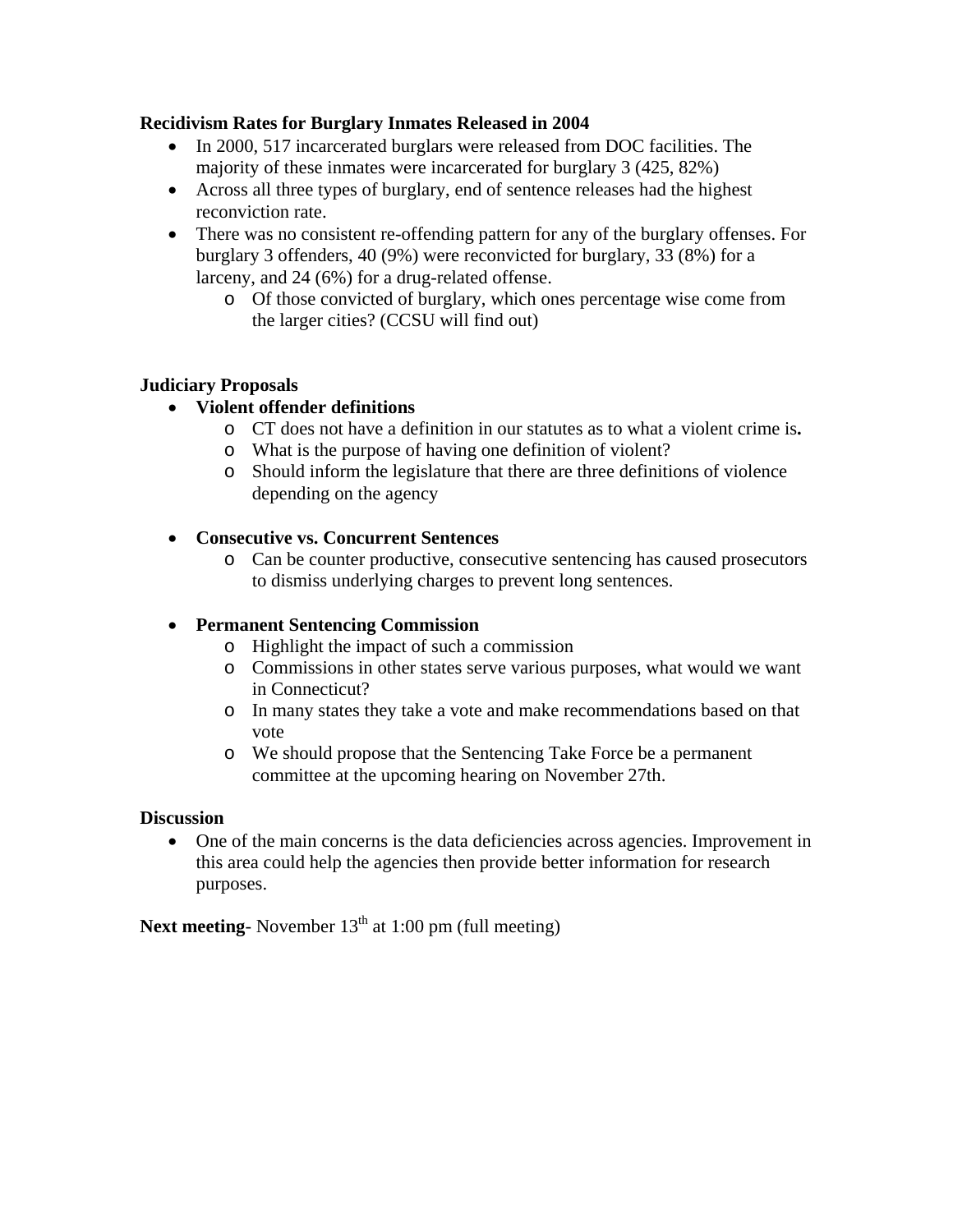**Recidivism Rates for Burglary Inmates Released in 2004**

- In 2000, 517 incarcerated burglars were released from DOC facilities. The majority of these inmates were incarcerated for burglary 3 (425, 82%)
- Across all three types of burglary, end of sentence releases had the highest reconviction rate.
- There was no consistent re-offending pattern for any of the burglary offenses. For burglary 3 offenders, 40 (9%) were reconvicted for burglary, 33 (8%) for a larceny, and 24 (6%) for a drug-related offense.
    - Of those convicted of burglary, which ones percentage wise come from the larger cities? (CCSU will find out)

**Judiciary Proposals**

- **Violent offender definitions**
    - CT does not have a definition in our statutes as to what a violent crime is**.**
    - What is the purpose of having one definition of violent?
    - Should inform the legislature that there are three definitions of violence depending on the agency

- **Consecutive vs. Concurrent Sentences**
    - Can be counter productive, consecutive sentencing has caused prosecutors to dismiss underlying charges to prevent long sentences.

- **Permanent Sentencing Commission**
    - Highlight the impact of such a commission
    - Commissions in other states serve various purposes, what would we want in Connecticut?
    - In many states they take a vote and make recommendations based on that vote
    - We should propose that the Sentencing Take Force be a permanent committee at the upcoming hearing on November 27th.

**Discussion**

- One of the main concerns is the data deficiencies across agencies. Improvement in this area could help the agencies then provide better information for research purposes.

**Next meeting**- November 13th at 1:00 pm (full meeting)